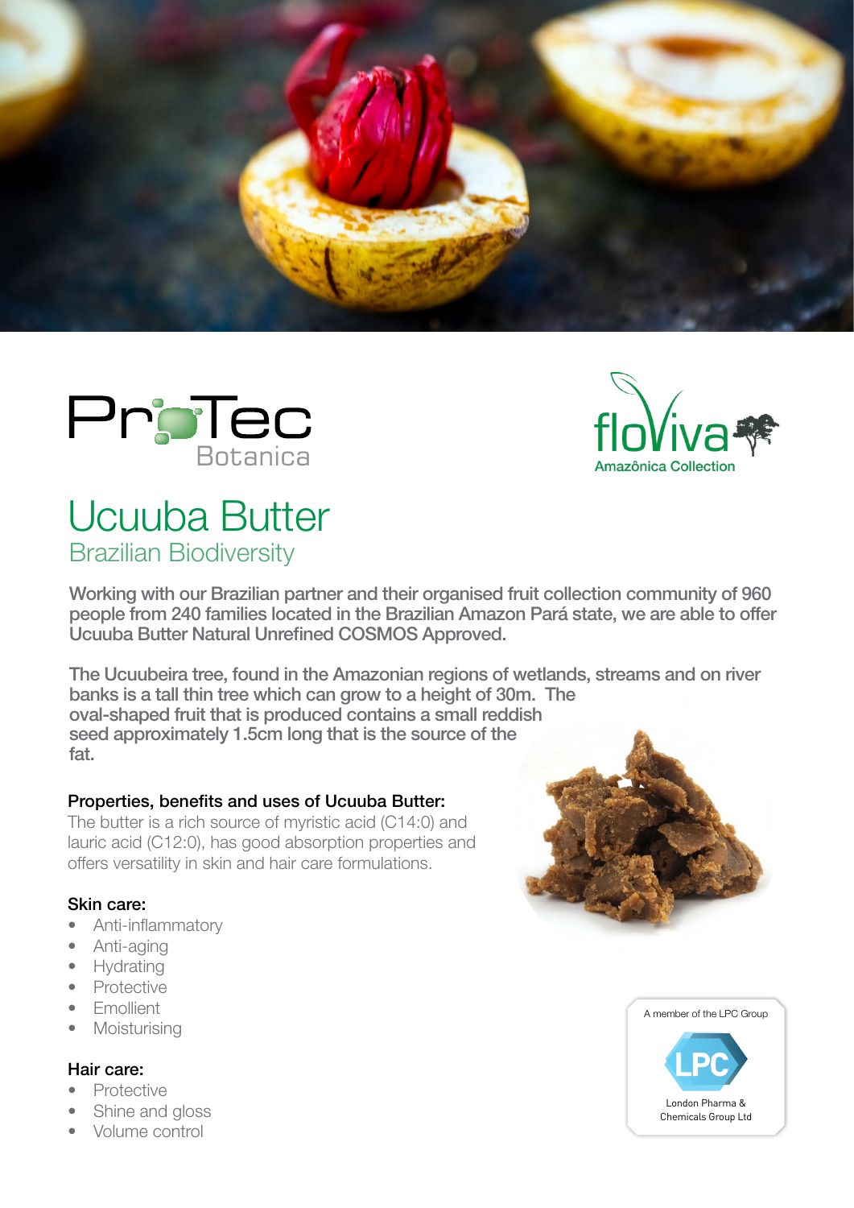ProTec Botanica

floViva Amazônica Collection

# Ucuuba Butter

## Brazilian Biodiversity

**Working with our Brazilian partner and their organised fruit collection community of 960 people from 240 families located in the Brazilian Amazon Pará state, we are able to offer Ucuuba Butter Natural Unrefined COSMOS Approved.**

**The Ucuubeira tree, found in the Amazonian regions of wetlands, streams and on river banks is a tall thin tree which can grow to a height of 30m. The oval-shaped fruit that is produced contains a small reddish seed approximately 1.5cm long that is the source of the fat.**

### Properties, benefits and uses of Ucuuba Butter:

The butter is a rich source of myristic acid (C14:0) and lauric acid (C12:0), has good absorption properties and offers versatility in skin and hair care formulations.

#### Skin care:

- Anti-inflammatory
- Anti-aging
- Hydrating
- Protective
- Emollient
- Moisturising

#### Hair care:

- Protective
- Shine and gloss
- Volume control

A member of the LPC Group

LPC

London Pharma & Chemicals Group Ltd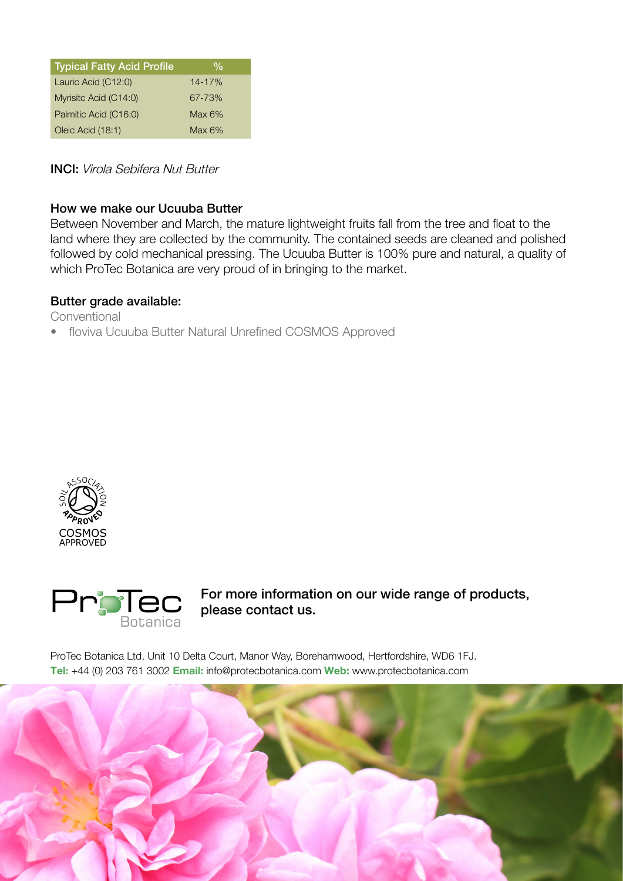| Typical Fatty Acid Profile | % |
|---|---|
| Lauric Acid (C12:0) | 14-17% |
| Myrisitc Acid (C14:0) | 67-73% |
| Palmitic Acid (C16:0) | Max 6% |
| Oleic Acid (18:1) | Max 6% |

**INCI:** *Virola Sebifera Nut Butter*

### How we make our Ucuuba Butter

Between November and March, the mature lightweight fruits fall from the tree and float to the land where they are collected by the community. The contained seeds are cleaned and polished followed by cold mechanical pressing. The Ucuuba Butter is 100% pure and natural, a quality of which ProTec Botanica are very proud of in bringing to the market.

### Butter grade available:

Conventional

- floviva Ucuuba Butter Natural Unrefined COSMOS Approved

SOIL ASSOCIATION APPROVED
COSMOS APPROVED

ProTec Botanica

**For more information on our wide range of products, please contact us.**

ProTec Botanica Ltd, Unit 10 Delta Court, Manor Way, Borehamwood, Hertfordshire, WD6 1FJ.
**Tel:** +44 (0) 203 761 3002 **Email:** info@protecbotanica.com **Web:** www.protecbotanica.com